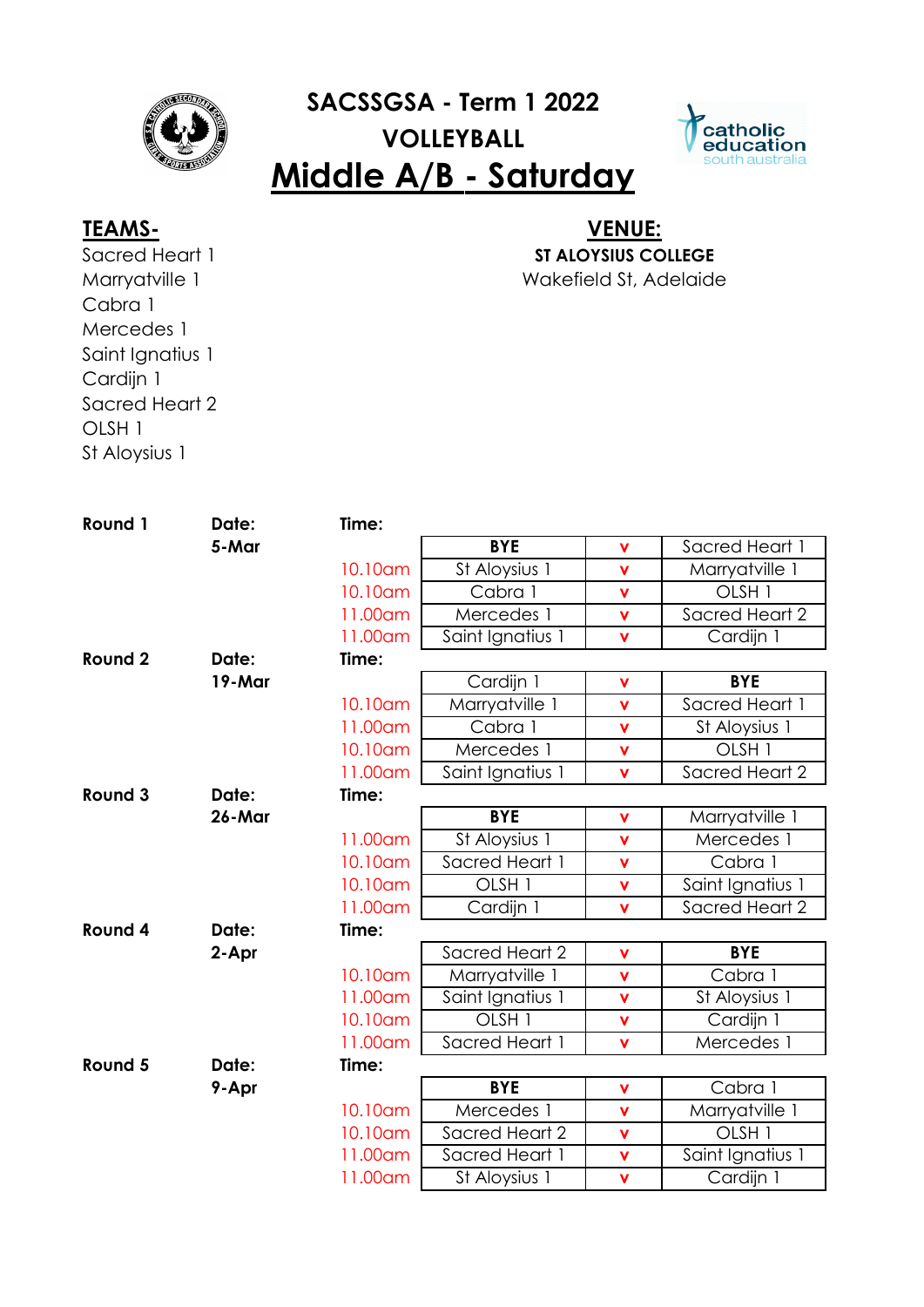# SACSSGSA - Term 1 2022

## VOLLEYBALL

## Middle A/B - Saturday

**TEAMS-**

Sacred Heart 1
Marryatville 1
Cabra 1
Mercedes 1
Saint Ignatius 1
Cardijn 1
Sacred Heart 2
OLSH 1
St Aloysius 1

**VENUE:**

**ST ALOYSIUS COLLEGE**
Wakefield St, Adelaide

| Round | Date | Time | Team | | Team |
|---|---|---|---|---|---|
| **Round 1** | **5-Mar** | | **BYE** | v | Sacred Heart 1 |
| | | 10.10am | St Aloysius 1 | v | Marryatville 1 |
| | | 10.10am | Cabra 1 | v | OLSH 1 |
| | | 11.00am | Mercedes 1 | v | Sacred Heart 2 |
| | | 11.00am | Saint Ignatius 1 | v | Cardijn 1 |
| **Round 2** | **19-Mar** | | Cardijn 1 | v | **BYE** |
| | | 10.10am | Marryatville 1 | v | Sacred Heart 1 |
| | | 11.00am | Cabra 1 | v | St Aloysius 1 |
| | | 10.10am | Mercedes 1 | v | OLSH 1 |
| | | 11.00am | Saint Ignatius 1 | v | Sacred Heart 2 |
| **Round 3** | **26-Mar** | | **BYE** | v | Marryatville 1 |
| | | 11.00am | St Aloysius 1 | v | Mercedes 1 |
| | | 10.10am | Sacred Heart 1 | v | Cabra 1 |
| | | 10.10am | OLSH 1 | v | Saint Ignatius 1 |
| | | 11.00am | Cardijn 1 | v | Sacred Heart 2 |
| **Round 4** | **2-Apr** | | Sacred Heart 2 | v | **BYE** |
| | | 10.10am | Marryatville 1 | v | Cabra 1 |
| | | 11.00am | Saint Ignatius 1 | v | St Aloysius 1 |
| | | 10.10am | OLSH 1 | v | Cardijn 1 |
| | | 11.00am | Sacred Heart 1 | v | Mercedes 1 |
| **Round 5** | **9-Apr** | | **BYE** | v | Cabra 1 |
| | | 10.10am | Mercedes 1 | v | Marryatville 1 |
| | | 10.10am | Sacred Heart 2 | v | OLSH 1 |
| | | 11.00am | Sacred Heart 1 | v | Saint Ignatius 1 |
| | | 11.00am | St Aloysius 1 | v | Cardijn 1 |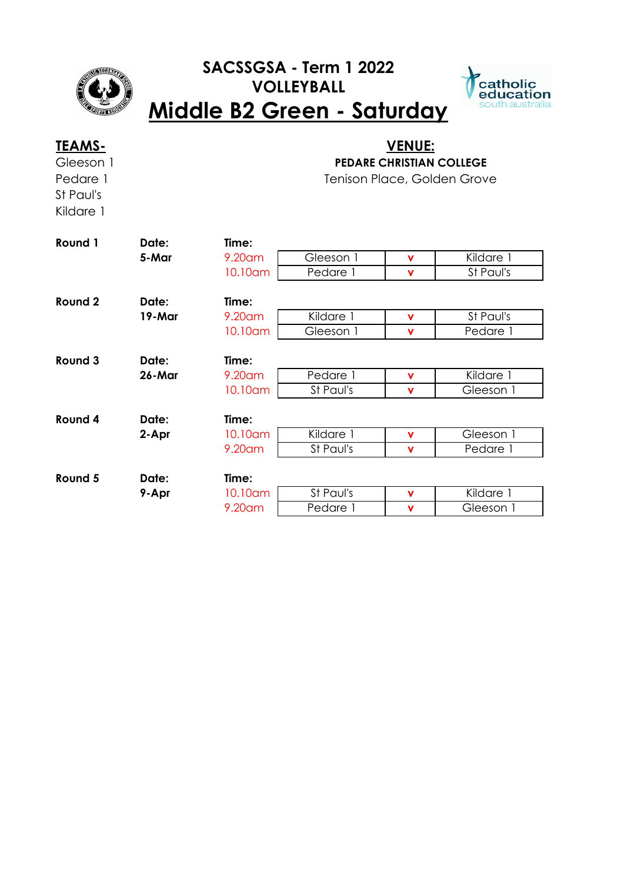# SACSSGSA - Term 1 2022

## VOLLEYBALL

## Middle B2 Green - Saturday

**TEAMS-**

Gleeson 1
Pedare 1
St Paul's
Kildare 1

**VENUE:**

**PEDARE CHRISTIAN COLLEGE**

Tenison Place, Golden Grove

| Round | Date | Time | Team | | Team |
|---|---|---|---|---|---|
| **Round 1** | **5-Mar** | 9.20am | Gleeson 1 | v | Kildare 1 |
| | | 10.10am | Pedare 1 | v | St Paul's |
| **Round 2** | **19-Mar** | 9.20am | Kildare 1 | v | St Paul's |
| | | 10.10am | Gleeson 1 | v | Pedare 1 |
| **Round 3** | **26-Mar** | 9.20am | Pedare 1 | v | Kildare 1 |
| | | 10.10am | St Paul's | v | Gleeson 1 |
| **Round 4** | **2-Apr** | 10.10am | Kildare 1 | v | Gleeson 1 |
| | | 9.20am | St Paul's | v | Pedare 1 |
| **Round 5** | **9-Apr** | 10.10am | St Paul's | v | Kildare 1 |
| | | 9.20am | Pedare 1 | v | Gleeson 1 |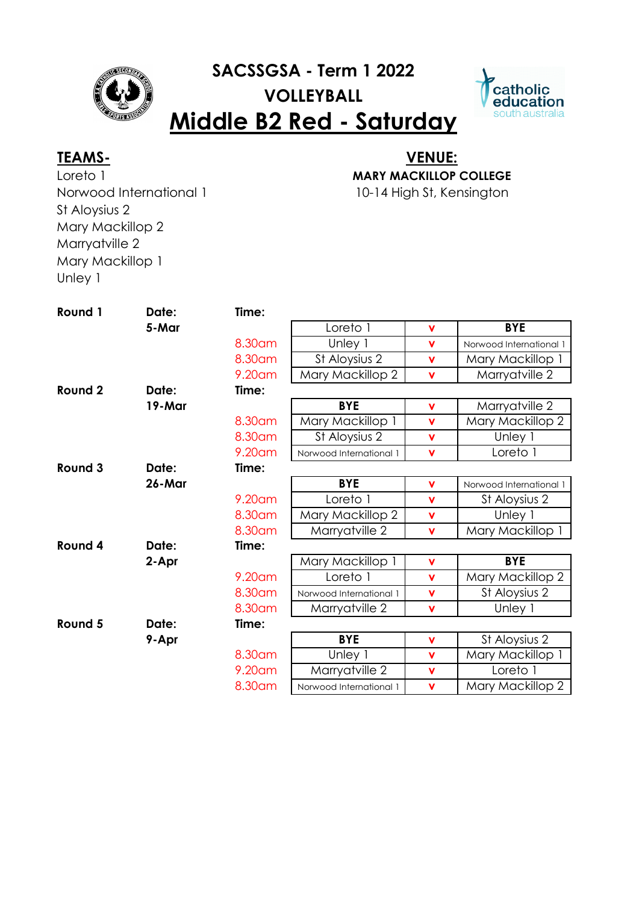# SACSSGSA - Term 1 2022

## VOLLEYBALL

## Middle B2 Red - Saturday

**TEAMS-**

Loreto 1
Norwood International 1
St Aloysius 2
Mary Mackillop 2
Marryatville 2
Mary Mackillop 1
Unley 1

**VENUE:**

**MARY MACKILLOP COLLEGE**
10-14 High St, Kensington

| Round | Date | Time | Team | v | Team |
|---|---|---|---|---|---|
| **Round 1** | **5-Mar** | | Loreto 1 | v | **BYE** |
| | | 8.30am | Unley 1 | v | Norwood International 1 |
| | | 8.30am | St Aloysius 2 | v | Mary Mackillop 1 |
| | | 9.20am | Mary Mackillop 2 | v | Marryatville 2 |
| **Round 2** | **19-Mar** | | **BYE** | v | Marryatville 2 |
| | | 8.30am | Mary Mackillop 1 | v | Mary Mackillop 2 |
| | | 8.30am | St Aloysius 2 | v | Unley 1 |
| | | 9.20am | Norwood International 1 | v | Loreto 1 |
| **Round 3** | **26-Mar** | | **BYE** | v | Norwood International 1 |
| | | 9.20am | Loreto 1 | v | St Aloysius 2 |
| | | 8.30am | Mary Mackillop 2 | v | Unley 1 |
| | | 8.30am | Marryatville 2 | v | Mary Mackillop 1 |
| **Round 4** | **2-Apr** | | Mary Mackillop 1 | v | **BYE** |
| | | 9.20am | Loreto 1 | v | Mary Mackillop 2 |
| | | 8.30am | Norwood International 1 | v | St Aloysius 2 |
| | | 8.30am | Marryatville 2 | v | Unley 1 |
| **Round 5** | **9-Apr** | | **BYE** | v | St Aloysius 2 |
| | | 8.30am | Unley 1 | v | Mary Mackillop 1 |
| | | 9.20am | Marryatville 2 | v | Loreto 1 |
| | | 8.30am | Norwood International 1 | v | Mary Mackillop 2 |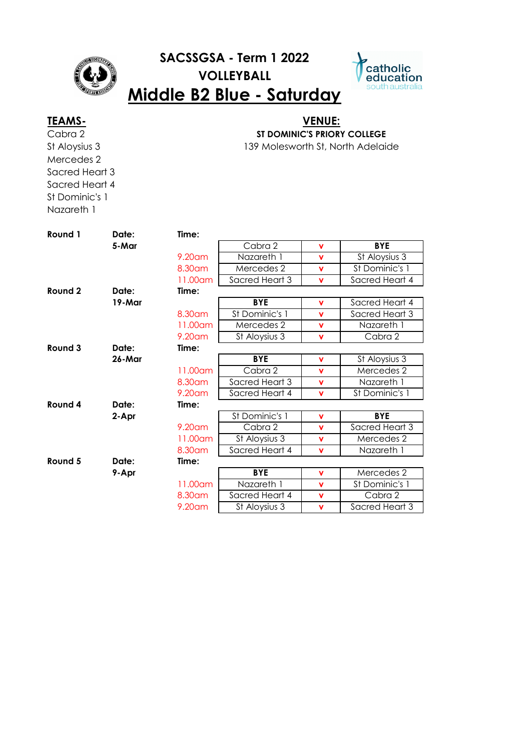# SACSSGSA - Term 1 2022

## VOLLEYBALL

## Middle B2 Blue - Saturday

**TEAMS-**

Cabra 2
St Aloysius 3
Mercedes 2
Sacred Heart 3
Sacred Heart 4
St Dominic's 1
Nazareth 1

**VENUE:**

**ST DOMINIC'S PRIORY COLLEGE**
139 Molesworth St, North Adelaide

| Round | Date | Time | Team | | Team |
|---|---|---|---|---|---|
| **Round 1** | **5-Mar** | | Cabra 2 | v | **BYE** |
| | | 9.20am | Nazareth 1 | v | St Aloysius 3 |
| | | 8.30am | Mercedes 2 | v | St Dominic's 1 |
| | | 11.00am | Sacred Heart 3 | v | Sacred Heart 4 |
| **Round 2** | **19-Mar** | | **BYE** | v | Sacred Heart 4 |
| | | 8.30am | St Dominic's 1 | v | Sacred Heart 3 |
| | | 11.00am | Mercedes 2 | v | Nazareth 1 |
| | | 9.20am | St Aloysius 3 | v | Cabra 2 |
| **Round 3** | **26-Mar** | | **BYE** | v | St Aloysius 3 |
| | | 11.00am | Cabra 2 | v | Mercedes 2 |
| | | 8.30am | Sacred Heart 3 | v | Nazareth 1 |
| | | 9.20am | Sacred Heart 4 | v | St Dominic's 1 |
| **Round 4** | **2-Apr** | | St Dominic's 1 | v | **BYE** |
| | | 9.20am | Cabra 2 | v | Sacred Heart 3 |
| | | 11.00am | St Aloysius 3 | v | Mercedes 2 |
| | | 8.30am | Sacred Heart 4 | v | Nazareth 1 |
| **Round 5** | **9-Apr** | | **BYE** | v | Mercedes 2 |
| | | 11.00am | Nazareth 1 | v | St Dominic's 1 |
| | | 8.30am | Sacred Heart 4 | v | Cabra 2 |
| | | 9.20am | St Aloysius 3 | v | Sacred Heart 3 |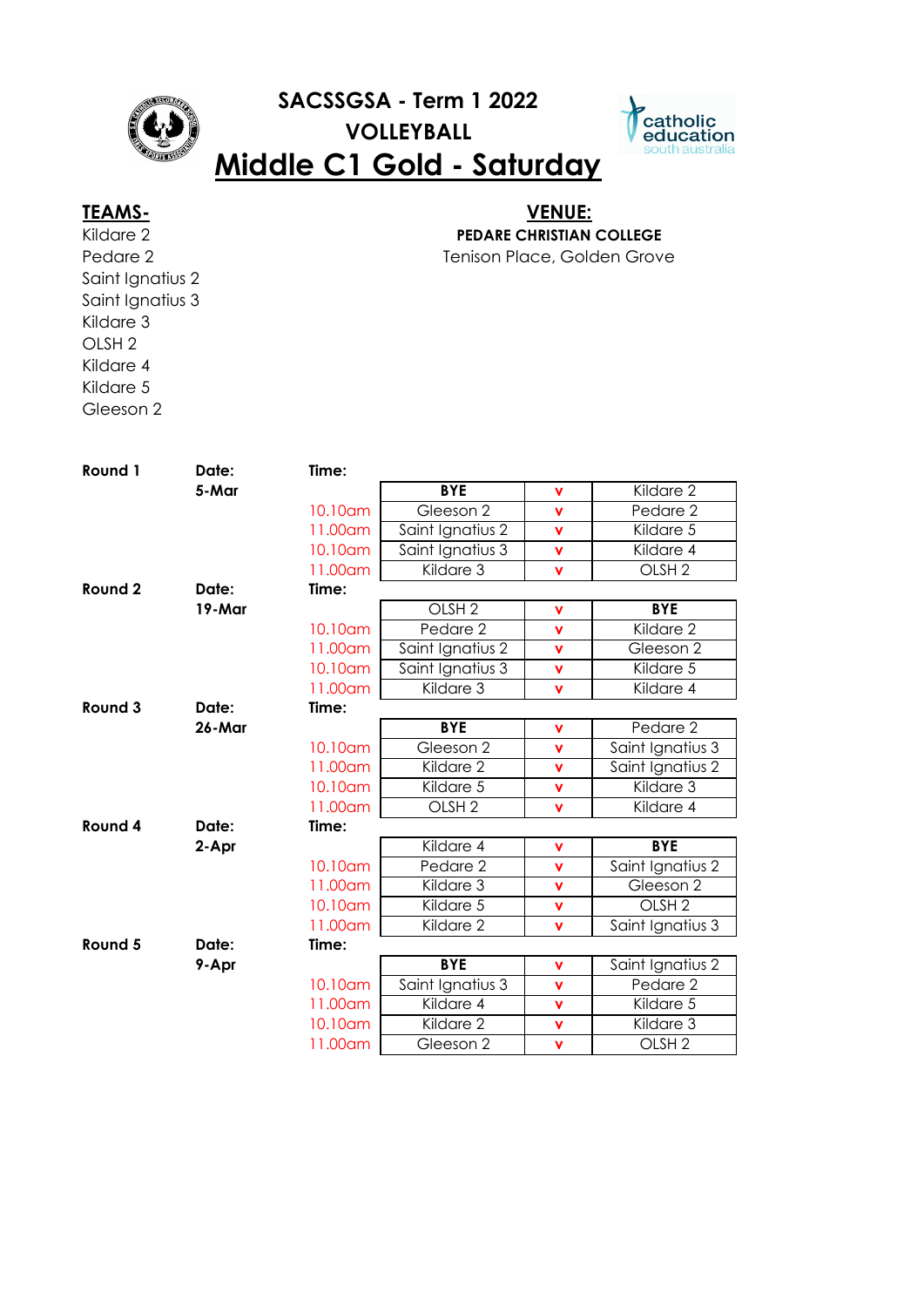# SACSSGSA - Term 1 2022

## VOLLEYBALL

## Middle C1 Gold - Saturday

**TEAMS-**

Kildare 2
Pedare 2
Saint Ignatius 2
Saint Ignatius 3
Kildare 3
OLSH 2
Kildare 4
Kildare 5
Gleeson 2

**VENUE:**

**PEDARE CHRISTIAN COLLEGE**
Tenison Place, Golden Grove

| Round | Date | Time | Team | v | Team |
|---|---|---|---|---|---|
| **Round 1** | **5-Mar** | | **BYE** | v | Kildare 2 |
| | | 10.10am | Gleeson 2 | v | Pedare 2 |
| | | 11.00am | Saint Ignatius 2 | v | Kildare 5 |
| | | 10.10am | Saint Ignatius 3 | v | Kildare 4 |
| | | 11.00am | Kildare 3 | v | OLSH 2 |
| **Round 2** | **19-Mar** | | OLSH 2 | v | **BYE** |
| | | 10.10am | Pedare 2 | v | Kildare 2 |
| | | 11.00am | Saint Ignatius 2 | v | Gleeson 2 |
| | | 10.10am | Saint Ignatius 3 | v | Kildare 5 |
| | | 11.00am | Kildare 3 | v | Kildare 4 |
| **Round 3** | **26-Mar** | | **BYE** | v | Pedare 2 |
| | | 10.10am | Gleeson 2 | v | Saint Ignatius 3 |
| | | 11.00am | Kildare 2 | v | Saint Ignatius 2 |
| | | 10.10am | Kildare 5 | v | Kildare 3 |
| | | 11.00am | OLSH 2 | v | Kildare 4 |
| **Round 4** | **2-Apr** | | Kildare 4 | v | **BYE** |
| | | 10.10am | Pedare 2 | v | Saint Ignatius 2 |
| | | 11.00am | Kildare 3 | v | Gleeson 2 |
| | | 10.10am | Kildare 5 | v | OLSH 2 |
| | | 11.00am | Kildare 2 | v | Saint Ignatius 3 |
| **Round 5** | **9-Apr** | | **BYE** | v | Saint Ignatius 2 |
| | | 10.10am | Saint Ignatius 3 | v | Pedare 2 |
| | | 11.00am | Kildare 4 | v | Kildare 5 |
| | | 10.10am | Kildare 2 | v | Kildare 3 |
| | | 11.00am | Gleeson 2 | v | OLSH 2 |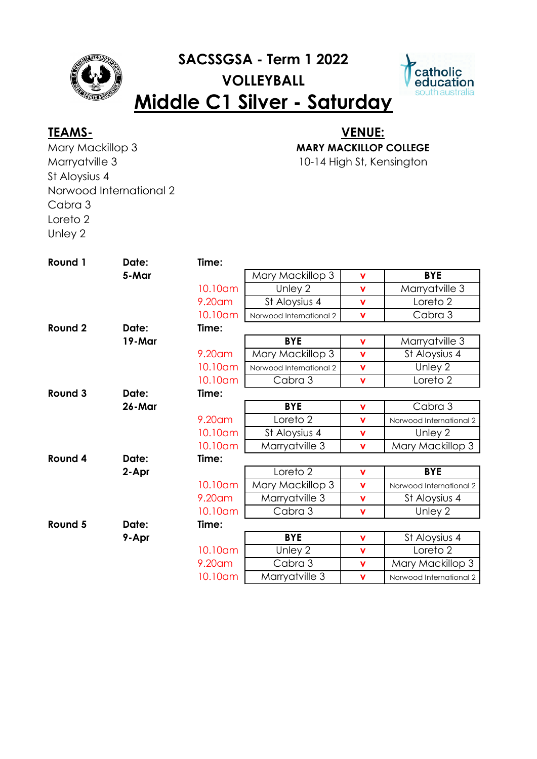# SACSSGSA - Term 1 2022

## VOLLEYBALL

## Middle C1 Silver - Saturday

**TEAMS-**

Mary Mackillop 3
Marryatville 3
St Aloysius 4
Norwood International 2
Cabra 3
Loreto 2
Unley 2

**VENUE:**

**MARY MACKILLOP COLLEGE**
10-14 High St, Kensington

| Round | Date | Time | Team | | Team |
|---|---|---|---|---|---|
| **Round 1** | **5-Mar** | | Mary Mackillop 3 | v | **BYE** |
| | | 10.10am | Unley 2 | v | Marryatville 3 |
| | | 9.20am | St Aloysius 4 | v | Loreto 2 |
| | | 10.10am | Norwood International 2 | v | Cabra 3 |
| **Round 2** | **19-Mar** | | **BYE** | v | Marryatville 3 |
| | | 9.20am | Mary Mackillop 3 | v | St Aloysius 4 |
| | | 10.10am | Norwood International 2 | v | Unley 2 |
| | | 10.10am | Cabra 3 | v | Loreto 2 |
| **Round 3** | **26-Mar** | | **BYE** | v | Cabra 3 |
| | | 9.20am | Loreto 2 | v | Norwood International 2 |
| | | 10.10am | St Aloysius 4 | v | Unley 2 |
| | | 10.10am | Marryatville 3 | v | Mary Mackillop 3 |
| **Round 4** | **2-Apr** | | Loreto 2 | v | **BYE** |
| | | 10.10am | Mary Mackillop 3 | v | Norwood International 2 |
| | | 9.20am | Marryatville 3 | v | St Aloysius 4 |
| | | 10.10am | Cabra 3 | v | Unley 2 |
| **Round 5** | **9-Apr** | | **BYE** | v | St Aloysius 4 |
| | | 10.10am | Unley 2 | v | Loreto 2 |
| | | 9.20am | Cabra 3 | v | Mary Mackillop 3 |
| | | 10.10am | Marryatville 3 | v | Norwood International 2 |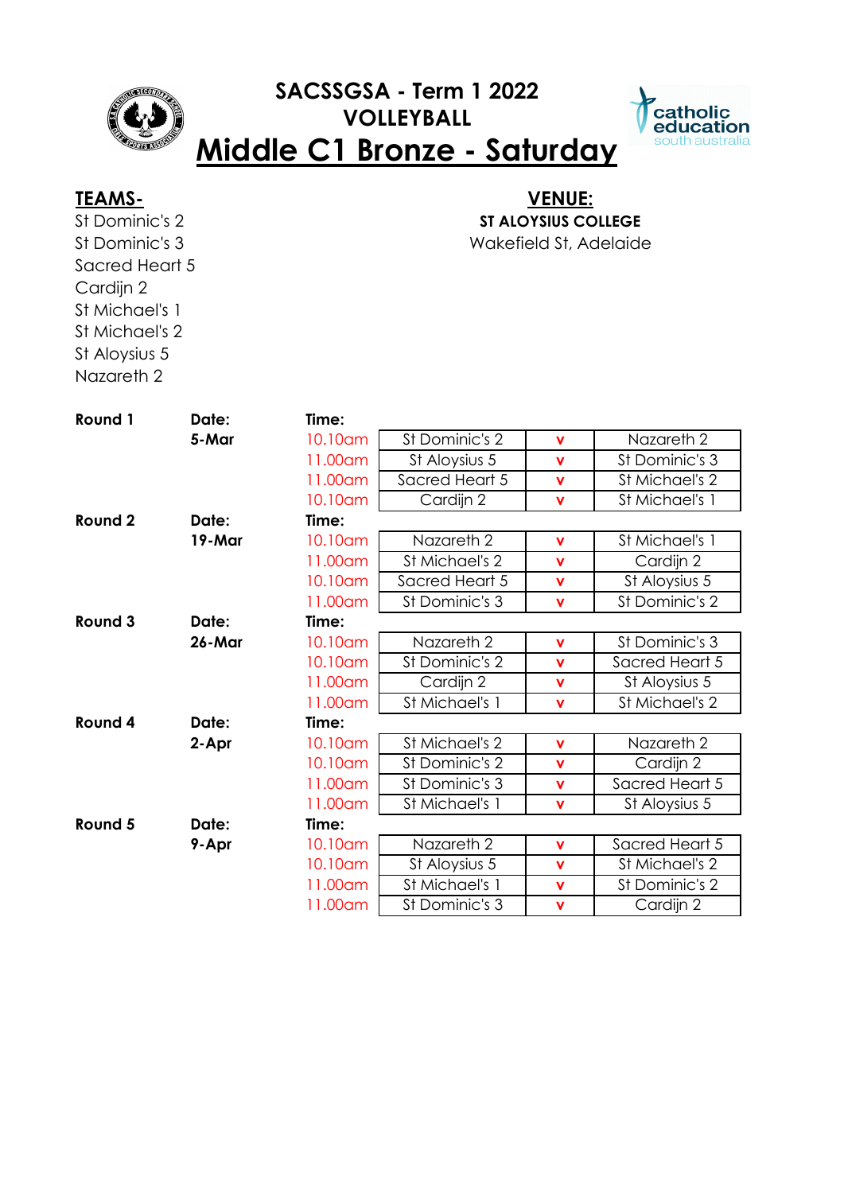# SACSSGSA - Term 1 2022
# VOLLEYBALL
# Middle C1 Bronze - Saturday

**TEAMS-**

St Dominic's 2
St Dominic's 3
Sacred Heart 5
Cardijn 2
St Michael's 1
St Michael's 2
St Aloysius 5
Nazareth 2

**VENUE:**

**ST ALOYSIUS COLLEGE**
Wakefield St, Adelaide

| Round | Date | Time | Team | | Team |
|---|---|---|---|---|---|
| **Round 1** | **5-Mar** | 10.10am | St Dominic's 2 | v | Nazareth 2 |
| | | 11.00am | St Aloysius 5 | v | St Dominic's 3 |
| | | 11.00am | Sacred Heart 5 | v | St Michael's 2 |
| | | 10.10am | Cardijn 2 | v | St Michael's 1 |
| **Round 2** | **19-Mar** | 10.10am | Nazareth 2 | v | St Michael's 1 |
| | | 11.00am | St Michael's 2 | v | Cardijn 2 |
| | | 10.10am | Sacred Heart 5 | v | St Aloysius 5 |
| | | 11.00am | St Dominic's 3 | v | St Dominic's 2 |
| **Round 3** | **26-Mar** | 10.10am | Nazareth 2 | v | St Dominic's 3 |
| | | 10.10am | St Dominic's 2 | v | Sacred Heart 5 |
| | | 11.00am | Cardijn 2 | v | St Aloysius 5 |
| | | 11.00am | St Michael's 1 | v | St Michael's 2 |
| **Round 4** | **2-Apr** | 10.10am | St Michael's 2 | v | Nazareth 2 |
| | | 10.10am | St Dominic's 2 | v | Cardijn 2 |
| | | 11.00am | St Dominic's 3 | v | Sacred Heart 5 |
| | | 11.00am | St Michael's 1 | v | St Aloysius 5 |
| **Round 5** | **9-Apr** | 10.10am | Nazareth 2 | v | Sacred Heart 5 |
| | | 10.10am | St Aloysius 5 | v | St Michael's 2 |
| | | 11.00am | St Michael's 1 | v | St Dominic's 2 |
| | | 11.00am | St Dominic's 3 | v | Cardijn 2 |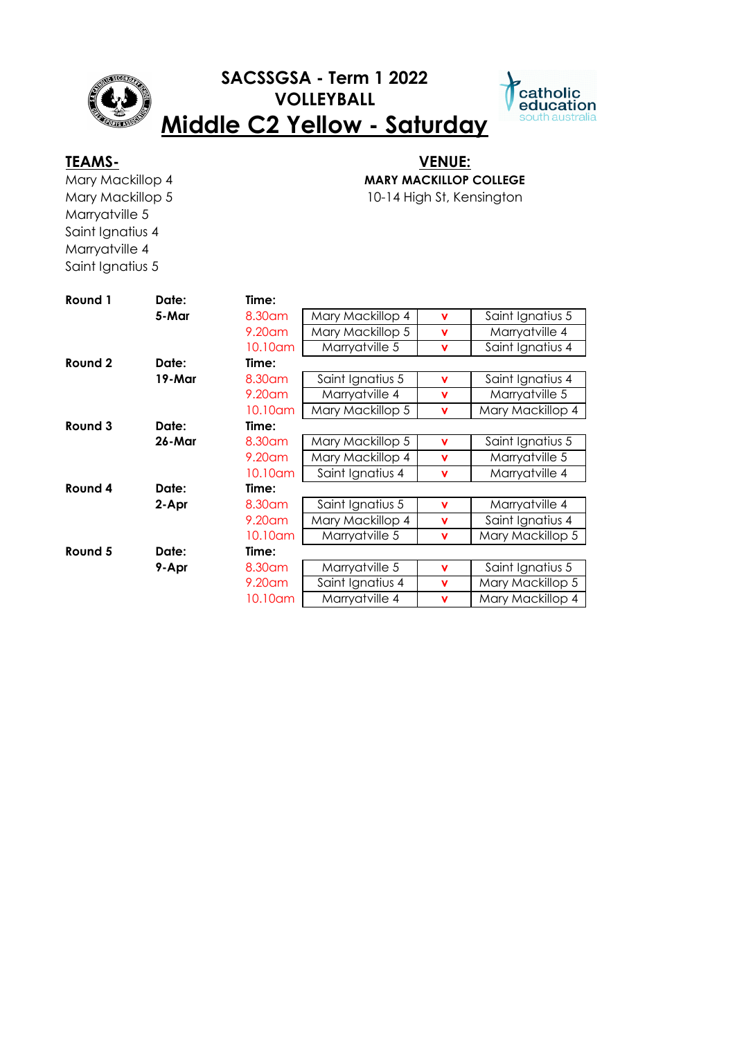# SACSSGSA - Term 1 2022

## VOLLEYBALL

## Middle C2 Yellow - Saturday

**TEAMS-**

Mary Mackillop 4
Mary Mackillop 5
Marryatville 5
Saint Ignatius 4
Marryatville 4
Saint Ignatius 5

**VENUE:**

**MARY MACKILLOP COLLEGE**
10-14 High St, Kensington

| Round | Date | Time | Team | | Team |
|---|---|---|---|---|---|
| **Round 1** | **5-Mar** | 8.30am | Mary Mackillop 4 | v | Saint Ignatius 5 |
| | | 9.20am | Mary Mackillop 5 | v | Marryatville 4 |
| | | 10.10am | Marryatville 5 | v | Saint Ignatius 4 |
| **Round 2** | **19-Mar** | 8.30am | Saint Ignatius 5 | v | Saint Ignatius 4 |
| | | 9.20am | Marryatville 4 | v | Marryatville 5 |
| | | 10.10am | Mary Mackillop 5 | v | Mary Mackillop 4 |
| **Round 3** | **26-Mar** | 8.30am | Mary Mackillop 5 | v | Saint Ignatius 5 |
| | | 9.20am | Mary Mackillop 4 | v | Marryatville 5 |
| | | 10.10am | Saint Ignatius 4 | v | Marryatville 4 |
| **Round 4** | **2-Apr** | 8.30am | Saint Ignatius 5 | v | Marryatville 4 |
| | | 9.20am | Mary Mackillop 4 | v | Saint Ignatius 4 |
| | | 10.10am | Marryatville 5 | v | Mary Mackillop 5 |
| **Round 5** | **9-Apr** | 8.30am | Marryatville 5 | v | Saint Ignatius 5 |
| | | 9.20am | Saint Ignatius 4 | v | Mary Mackillop 5 |
| | | 10.10am | Marryatville 4 | v | Mary Mackillop 4 |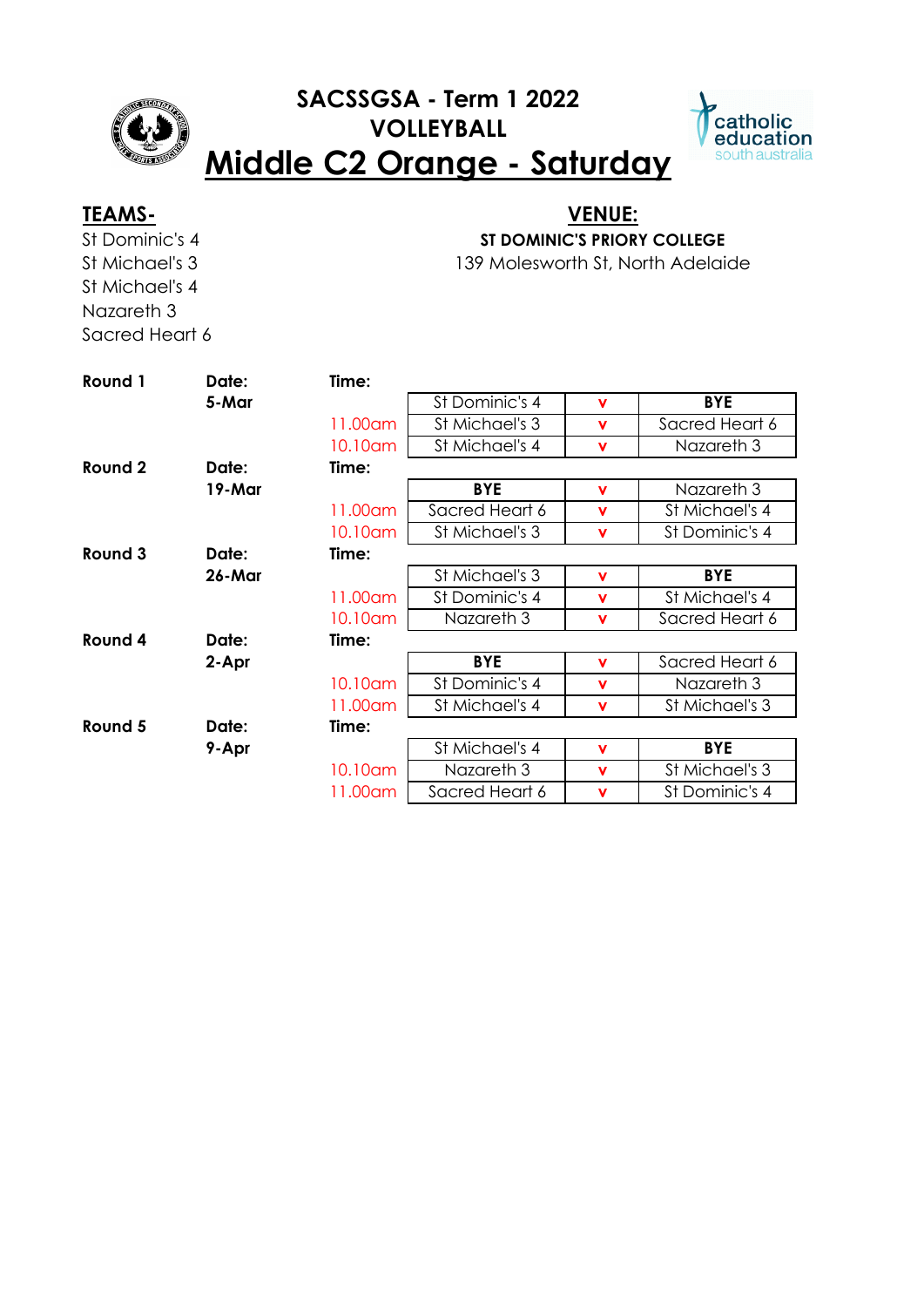# SACSSGSA - Term 1 2022

## VOLLEYBALL

# Middle C2 Orange - Saturday

**TEAMS-**

St Dominic's 4
St Michael's 3
St Michael's 4
Nazareth 3
Sacred Heart 6

**VENUE:**

**ST DOMINIC'S PRIORY COLLEGE**
139 Molesworth St, North Adelaide

| Round | Date | Time | Team | v | Team |
|---|---|---|---|---|---|
| **Round 1** | **5-Mar** | | St Dominic's 4 | v | **BYE** |
| | | 11.00am | St Michael's 3 | v | Sacred Heart 6 |
| | | 10.10am | St Michael's 4 | v | Nazareth 3 |
| **Round 2** | **19-Mar** | | **BYE** | v | Nazareth 3 |
| | | 11.00am | Sacred Heart 6 | v | St Michael's 4 |
| | | 10.10am | St Michael's 3 | v | St Dominic's 4 |
| **Round 3** | **26-Mar** | | St Michael's 3 | v | **BYE** |
| | | 11.00am | St Dominic's 4 | v | St Michael's 4 |
| | | 10.10am | Nazareth 3 | v | Sacred Heart 6 |
| **Round 4** | **2-Apr** | | **BYE** | v | Sacred Heart 6 |
| | | 10.10am | St Dominic's 4 | v | Nazareth 3 |
| | | 11.00am | St Michael's 4 | v | St Michael's 3 |
| **Round 5** | **9-Apr** | | St Michael's 4 | v | **BYE** |
| | | 10.10am | Nazareth 3 | v | St Michael's 3 |
| | | 11.00am | Sacred Heart 6 | v | St Dominic's 4 |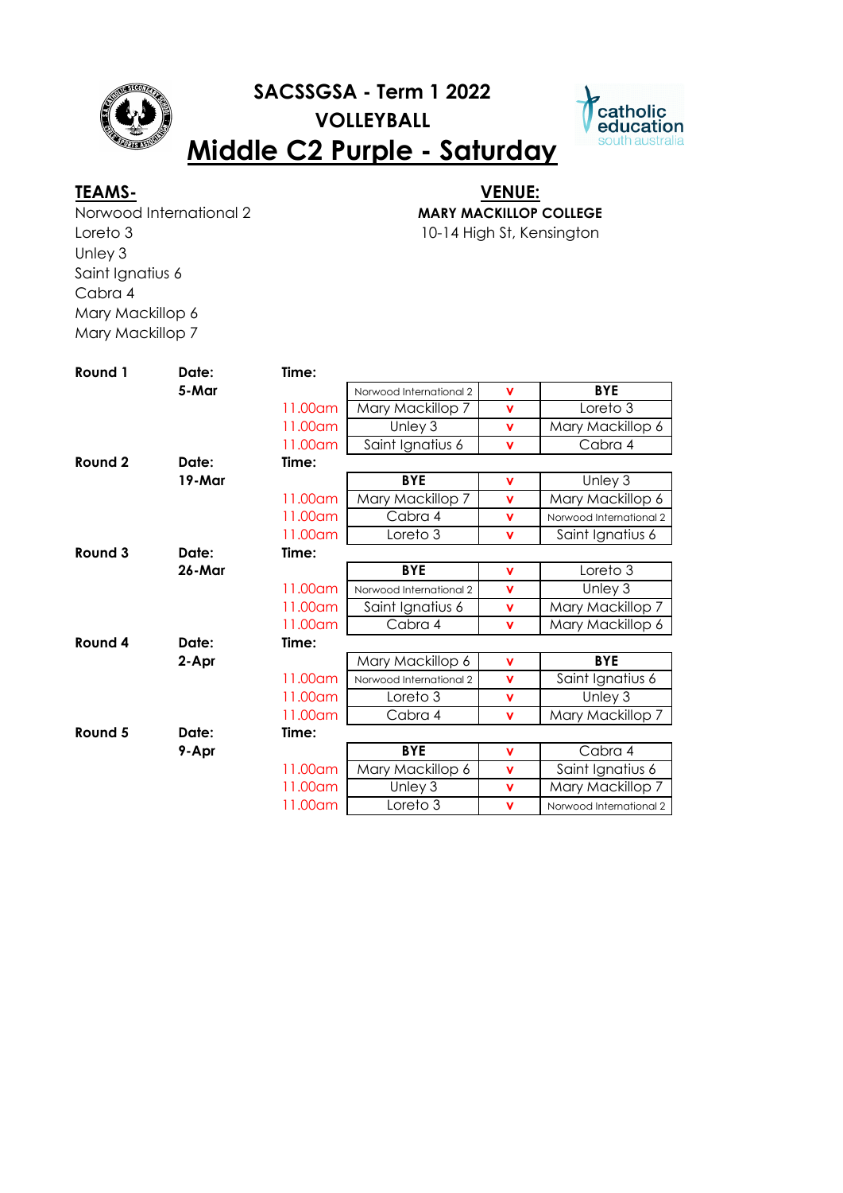# SACSSGSA - Term 1 2022

## VOLLEYBALL

## Middle C2 Purple - Saturday

**TEAMS-**

Norwood International 2
Loreto 3
Unley 3
Saint Ignatius 6
Cabra 4
Mary Mackillop 6
Mary Mackillop 7

**VENUE:**

**MARY MACKILLOP COLLEGE**
10-14 High St, Kensington

| | | | | | |
|---|---|---|---|---|---|
| **Round 1** | **Date:** | **Time:** | | | |
| | **5-Mar** | | Norwood International 2 | v | **BYE** |
| | | 11.00am | Mary Mackillop 7 | v | Loreto 3 |
| | | 11.00am | Unley 3 | v | Mary Mackillop 6 |
| | | 11.00am | Saint Ignatius 6 | v | Cabra 4 |
| **Round 2** | **Date:** | **Time:** | | | |
| | **19-Mar** | | **BYE** | v | Unley 3 |
| | | 11.00am | Mary Mackillop 7 | v | Mary Mackillop 6 |
| | | 11.00am | Cabra 4 | v | Norwood International 2 |
| | | 11.00am | Loreto 3 | v | Saint Ignatius 6 |
| **Round 3** | **Date:** | **Time:** | | | |
| | **26-Mar** | | **BYE** | v | Loreto 3 |
| | | 11.00am | Norwood International 2 | v | Unley 3 |
| | | 11.00am | Saint Ignatius 6 | v | Mary Mackillop 7 |
| | | 11.00am | Cabra 4 | v | Mary Mackillop 6 |
| **Round 4** | **Date:** | **Time:** | | | |
| | **2-Apr** | | Mary Mackillop 6 | v | **BYE** |
| | | 11.00am | Norwood International 2 | v | Saint Ignatius 6 |
| | | 11.00am | Loreto 3 | v | Unley 3 |
| | | 11.00am | Cabra 4 | v | Mary Mackillop 7 |
| **Round 5** | **Date:** | **Time:** | | | |
| | **9-Apr** | | **BYE** | v | Cabra 4 |
| | | 11.00am | Mary Mackillop 6 | v | Saint Ignatius 6 |
| | | 11.00am | Unley 3 | v | Mary Mackillop 7 |
| | | 11.00am | Loreto 3 | v | Norwood International 2 |